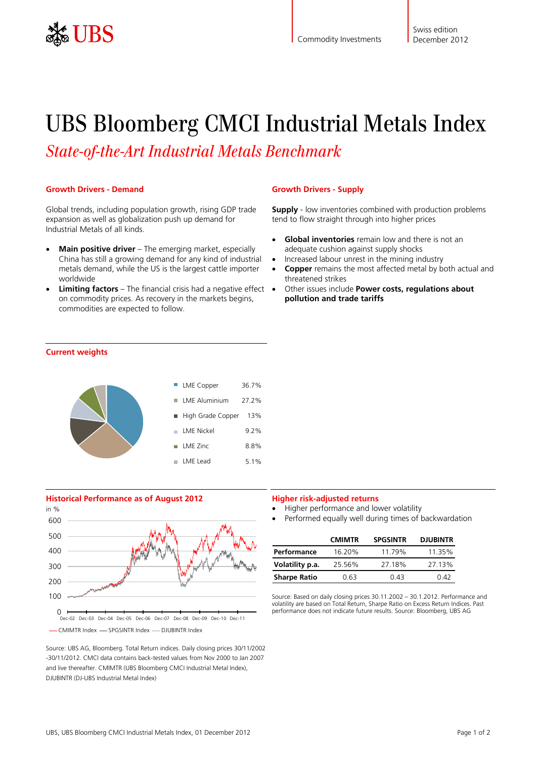Commodity Investments

Swiss edition
December 2012

# UBS Bloomberg CMCI Industrial Metals Index

*State-of-the-Art Industrial Metals Benchmark*

## Growth Drivers - Demand

Global trends, including population growth, rising GDP trade expansion as well as globalization push up demand for Industrial Metals of all kinds.

- **Main positive driver** – The emerging market, especially China has still a growing demand for any kind of industrial metals demand, while the US is the largest cattle importer worldwide
- **Limiting factors** – The financial crisis had a negative effect on commodity prices. As recovery in the markets begins, commodities are expected to follow.

## Growth Drivers - Supply

**Supply** - low inventories combined with production problems tend to flow straight through into higher prices

- **Global inventories** remain low and there is not an adequate cushion against supply shocks
- Increased labour unrest in the mining industry
- **Copper** remains the most affected metal by both actual and threatened strikes
- Other issues include **Power costs, regulations about pollution and trade tariffs**

## Current weights

| Component | Weight |
|---|---|
| LME Copper | 36.7% |
| LME Aluminium | 27.2% |
| High Grade Copper | 13% |
| LME Nickel | 9.2% |
| LME Zinc | 8.8% |
| LME Lead | 5.1% |

## Historical Performance as of August 2012

in %

— CMIMTR Index — SPGSINTR Index — DJUBINTR Index

Source: UBS AG, Bloomberg. Total Return indices. Daily closing prices 30/11/2002 -30/11/2012. CMCI data contains back-tested values from Nov 2000 to Jan 2007 and live thereafter. CMIMTR (UBS Bloomberg CMCI Industrial Metal Index), DJUBINTR (DJ-UBS Industrial Metal Index)

## Higher risk-adjusted returns

- Higher performance and lower volatility
- Performed equally well during times of backwardation

| | CMIMTR | SPGSINTR | DJUBINTR |
|---|---|---|---|
| **Performance** | 16.20% | 11.79% | 11.35% |
| **Volatility p.a.** | 25.56% | 27.18% | 27.13% |
| **Sharpe Ratio** | 0.63 | 0.43 | 0.42 |

Source: Based on daily closing prices 30.11.2002 – 30.1.2012. Performance and volatility are based on Total Return, Sharpe Ratio on Excess Return Indices. Past performance does not indicate future results. Source: Bloomberg, UBS AG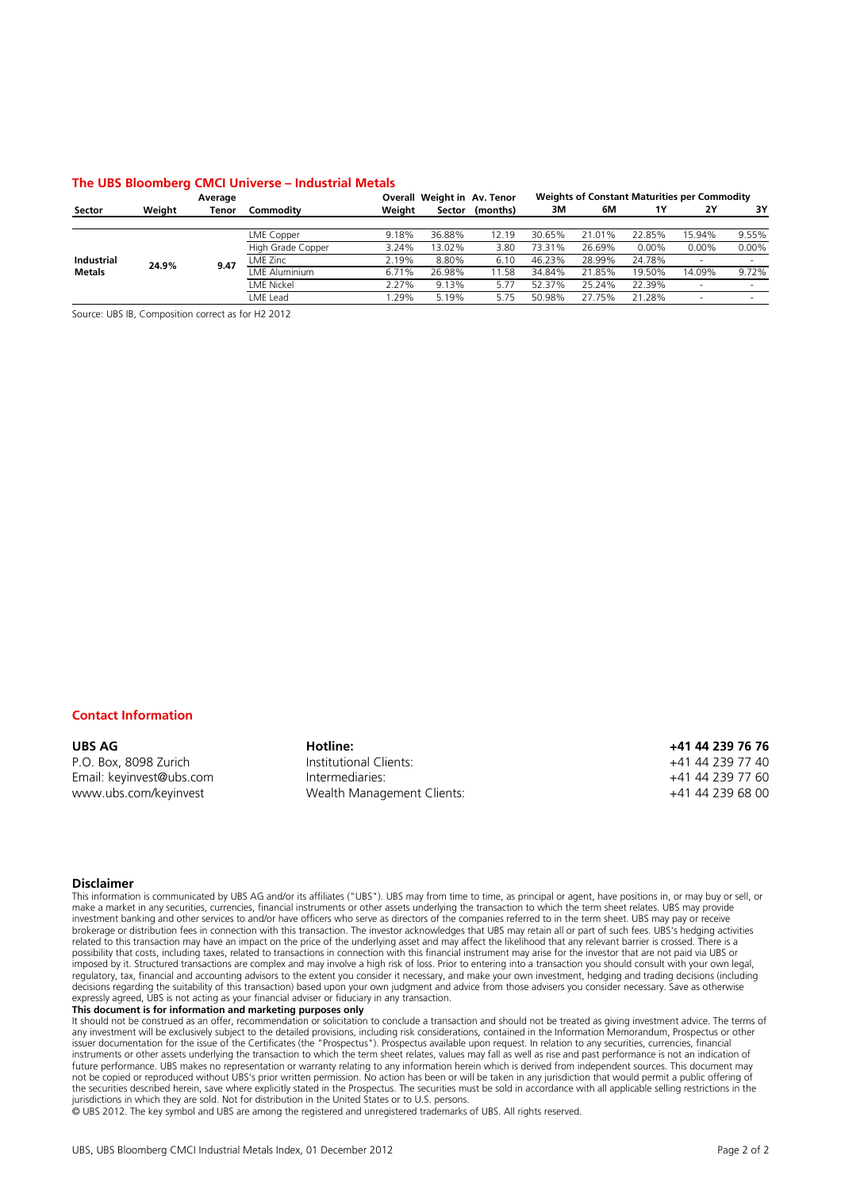## The UBS Bloomberg CMCI Universe – Industrial Metals

| Sector | Weight | Average Tenor | Commodity | Overall Weight | Weight in Sector | Av. Tenor (months) | Weights of Constant Maturities per Commodity 3M | 6M | 1Y | 2Y | 3Y |
|---|---|---|---|---|---|---|---|---|---|---|---|
| **Industrial Metals** | **24.9%** | **9.47** | LME Copper | 9.18% | 36.88% | 12.19 | 30.65% | 21.01% | 22.85% | 15.94% | 9.55% |
| | | | High Grade Copper | 3.24% | 13.02% | 3.80 | 73.31% | 26.69% | 0.00% | 0.00% | 0.00% |
| | | | LME Zinc | 2.19% | 8.80% | 6.10 | 46.23% | 28.99% | 24.78% | - | - |
| | | | LME Aluminium | 6.71% | 26.98% | 11.58 | 34.84% | 21.85% | 19.50% | 14.09% | 9.72% |
| | | | LME Nickel | 2.27% | 9.13% | 5.77 | 52.37% | 25.24% | 22.39% | - | - |
| | | | LME Lead | 1.29% | 5.19% | 5.75 | 50.98% | 27.75% | 21.28% | - | - |

Source: UBS IB, Composition correct as for H2 2012

## Contact Information

**UBS AG**
P.O. Box, 8098 Zurich
Email: keyinvest@ubs.com
www.ubs.com/keyinvest

| | | |
|---|---|---|
| **Hotline:** | | **+41 44 239 76 76** |
| Institutional Clients: | | +41 44 239 77 40 |
| Intermediaries: | | +41 44 239 77 60 |
| Wealth Management Clients: | | +41 44 239 68 00 |

### Disclaimer

This information is communicated by UBS AG and/or its affiliates ("UBS"). UBS may from time to time, as principal or agent, have positions in, or may buy or sell, or make a market in any securities, currencies, financial instruments or other assets underlying the transaction to which the term sheet relates. UBS may provide investment banking and other services to and/or have officers who serve as directors of the companies referred to in the term sheet. UBS may pay or receive brokerage or distribution fees in connection with this transaction. The investor acknowledges that UBS may retain all or part of such fees. UBS's hedging activities related to this transaction may have an impact on the price of the underlying asset and may affect the likelihood that any relevant barrier is crossed. There is a possibility that costs, including taxes, related to transactions in connection with this financial instrument may arise for the investor that are not paid via UBS or imposed by it. Structured transactions are complex and may involve a high risk of loss. Prior to entering into a transaction you should consult with your own legal, regulatory, tax, financial and accounting advisors to the extent you consider it necessary, and make your own investment, hedging and trading decisions (including decisions regarding the suitability of this transaction) based upon your own judgment and advice from those advisers you consider necessary. Save as otherwise expressly agreed, UBS is not acting as your financial adviser or fiduciary in any transaction.

**This document is for information and marketing purposes only**

It should not be construed as an offer, recommendation or solicitation to conclude a transaction and should not be treated as giving investment advice. The terms of any investment will be exclusively subject to the detailed provisions, including risk considerations, contained in the Information Memorandum, Prospectus or other issuer documentation for the issue of the Certificates (the "Prospectus"). Prospectus available upon request. In relation to any securities, currencies, financial instruments or other assets underlying the transaction to which the term sheet relates, values may fall as well as rise and past performance is not an indication of future performance. UBS makes no representation or warranty relating to any information herein which is derived from independent sources. This document may not be copied or reproduced without UBS's prior written permission. No action has been or will be taken in any jurisdiction that would permit a public offering of the securities described herein, save where explicitly stated in the Prospectus. The securities must be sold in accordance with all applicable selling restrictions in the jurisdictions in which they are sold. Not for distribution in the United States or to U.S. persons.

© UBS 2012. The key symbol and UBS are among the registered and unregistered trademarks of UBS. All rights reserved.